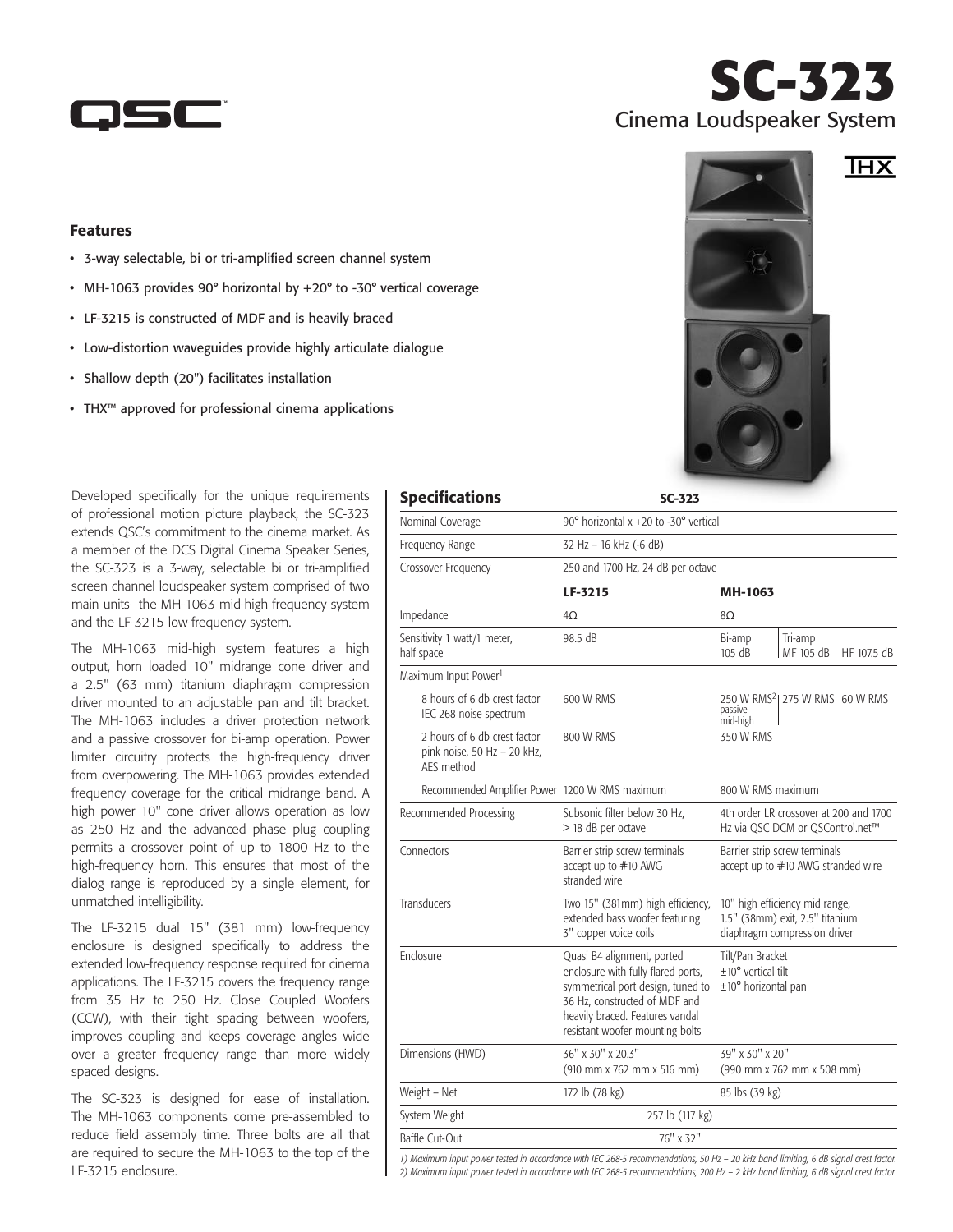# SC-323

## Cinema Loudspeaker System

### Features

- 3-way selectable, bi or tri-amplified screen channel system
- MH-1063 provides 90° horizontal by +20° to -30° vertical coverage
- LF-3215 is constructed of MDF and is heavily braced
- Low-distortion waveguides provide highly articulate dialogue
- Shallow depth (20") facilitates installation
- THX™ approved for professional cinema applications

Developed specifically for the unique requirements of professional motion picture playback, the SC-323 extends QSC's commitment to the cinema market. As a member of the DCS Digital Cinema Speaker Series, the SC-323 is a 3-way, selectable bi or tri-amplified screen channel loudspeaker system comprised of two main units—the MH-1063 mid-high frequency system and the LF-3215 low-frequency system.

The MH-1063 mid-high system features a high output, horn loaded 10" midrange cone driver and a 2.5" (63 mm) titanium diaphragm compression driver mounted to an adjustable pan and tilt bracket. The MH-1063 includes a driver protection network and a passive crossover for bi-amp operation. Power limiter circuitry protects the high-frequency driver from overpowering. The MH-1063 provides extended frequency coverage for the critical midrange band. A high power 10" cone driver allows operation as low as 250 Hz and the advanced phase plug coupling permits a crossover point of up to 1800 Hz to the high-frequency horn. This ensures that most of the dialog range is reproduced by a single element, for unmatched intelligibility.

The LF-3215 dual 15" (381 mm) low-frequency enclosure is designed specifically to address the extended low-frequency response required for cinema applications. The LF-3215 covers the frequency range from 35 Hz to 250 Hz. Close Coupled Woofers (CCW), with their tight spacing between woofers, improves coupling and keeps coverage angles wide over a greater frequency range than more widely spaced designs.

The SC-323 is designed for ease of installation. The MH-1063 components come pre-assembled to reduce field assembly time. Three bolts are all that are required to secure the MH-1063 to the top of the LF-3215 enclosure.

### Specifications

| Specifications | SC-323 | | |
|---|---|---|---|
| Nominal Coverage | 90° horizontal x +20 to -30° vertical | | |
| Frequency Range | 32 Hz – 16 kHz (-6 dB) | | |
| Crossover Frequency | 250 and 1700 Hz, 24 dB per octave | | |
| | **LF-3215** | **MH-1063** | |
| Impedance | 4Ω | 8Ω | |
| Sensitivity 1 watt/1 meter, half space | 98.5 dB | Bi-amp 105 dB | Tri-amp MF 105 dB HF 107.5 dB |
| Maximum Input Power[1] | | | |
| 8 hours of 6 db crest factor IEC 268 noise spectrum | 600 W RMS | 250 W RMS[2] passive mid-high | 275 W RMS 60 W RMS |
| 2 hours of 6 db crest factor pink noise, 50 Hz – 20 kHz, AES method | 800 W RMS | 350 W RMS | |
| Recommended Amplifier Power | 1200 W RMS maximum | 800 W RMS maximum | |
| Recommended Processing | Subsonic filter below 30 Hz, > 18 dB per octave | 4th order LR crossover at 200 and 1700 Hz via QSC DCM or QSControl.net™ | |
| Connectors | Barrier strip screw terminals accept up to #10 AWG stranded wire | Barrier strip screw terminals accept up to #10 AWG stranded wire | |
| Transducers | Two 15" (381mm) high efficiency, extended bass woofer featuring 3" copper voice coils | 10" high efficiency mid range, 1.5" (38mm) exit, 2.5" titanium diaphragm compression driver | |
| Enclosure | Quasi B4 alignment, ported enclosure with fully flared ports, symmetrical port design, tuned to 36 Hz, constructed of MDF and heavily braced. Features vandal resistant woofer mounting bolts | Tilt/Pan Bracket ±10° vertical tilt ±10° horizontal pan | |
| Dimensions (HWD) | 36" x 30" x 20.3" (910 mm x 762 mm x 516 mm) | 39" x 30" x 20" (990 mm x 762 mm x 508 mm) | |
| Weight – Net | 172 lb (78 kg) | 85 lbs (39 kg) | |
| System Weight | 257 lb (117 kg) | | |
| Baffle Cut-Out | 76" x 32" | | |

*1) Maximum input power tested in accordance with IEC 268-5 recommendations, 50 Hz – 20 kHz band limiting, 6 dB signal crest factor.*
*2) Maximum input power tested in accordance with IEC 268-5 recommendations, 200 Hz – 2 kHz band limiting, 6 dB signal crest factor.*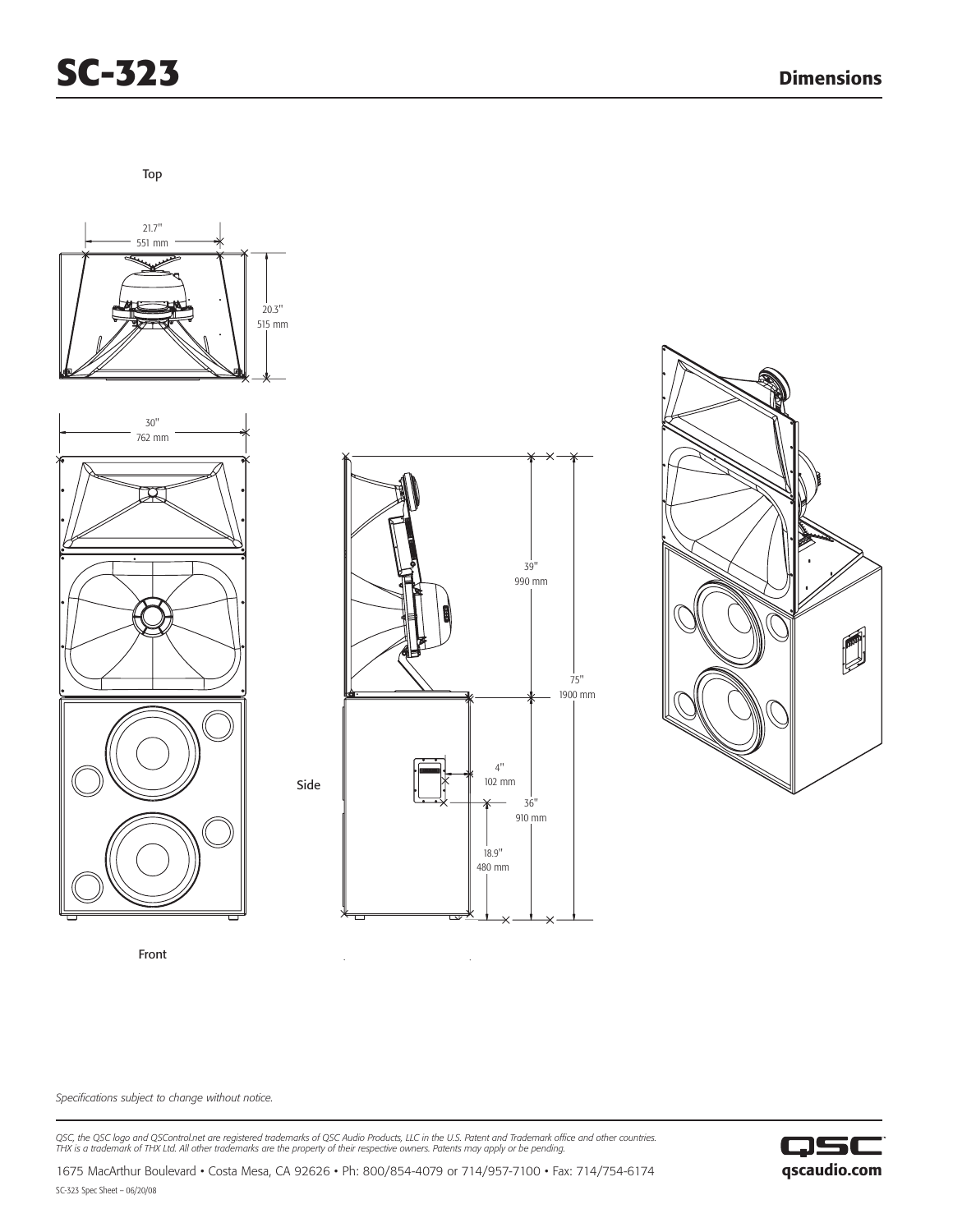# SC-323

## Dimensions

Top

21.7"
551 mm

20.3"
515 mm

30"
762 mm

39"
990 mm

75"
1900 mm

4"
102 mm

36"
910 mm

18.9"
480 mm

Side

Front

*Specifications subject to change without notice.*

*QSC, the QSC logo and QSControl.net are registered trademarks of QSC Audio Products, LLC in the U.S. Patent and Trademark office and other countries. THX is a trademark of THX Ltd. All other trademarks are the property of their respective owners. Patents may apply or be pending.*

1675 MacArthur Boulevard • Costa Mesa, CA 92626 • Ph: 800/854-4079 or 714/957-7100 • Fax: 714/754-6174

**qscaudio.com**

SC-323 Spec Sheet – 06/20/08